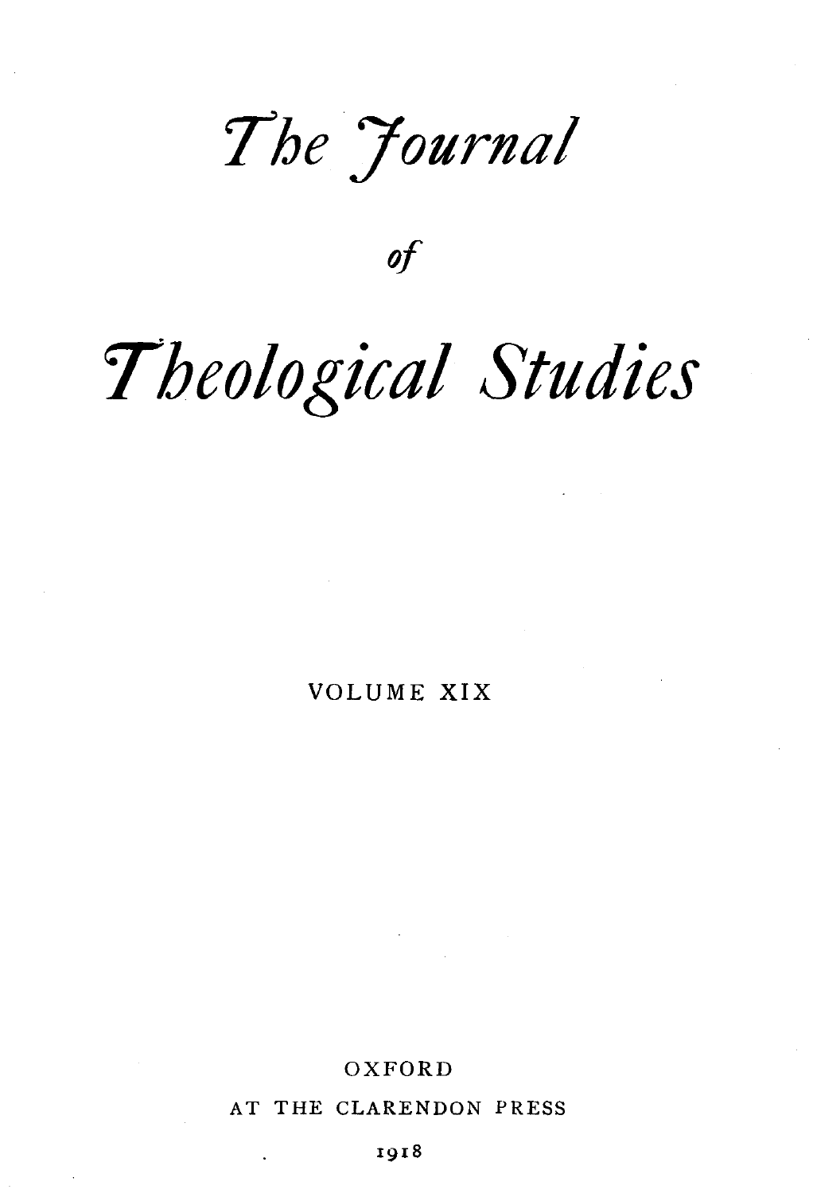# *The Journal*

*of*

# *Theological Studies*

VOLUME XIX

OXFORD

AT THE CLARENDON PRESS

1918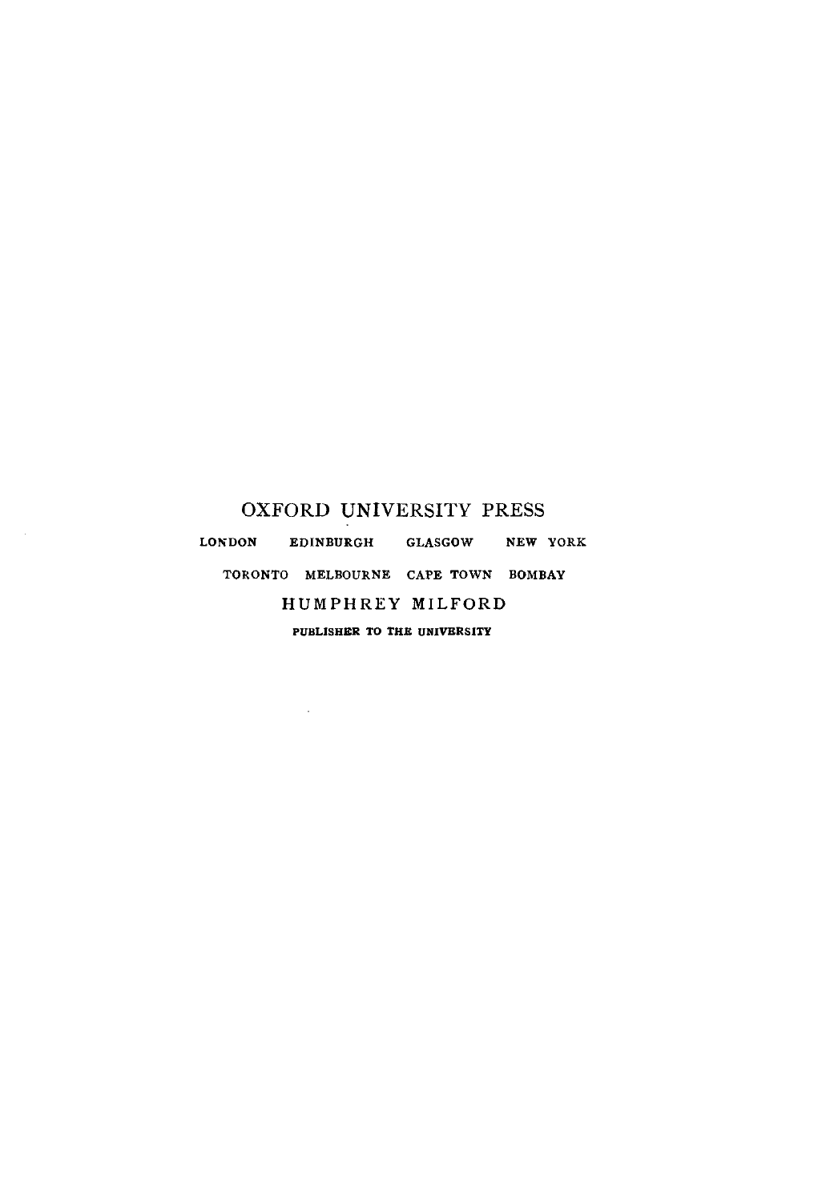OXFORD UNIVERSITY PRESS

LONDON EDINBURGH GLASGOW NEW YORK

TORONTO MELBOURNE CAPE TOWN BOMBAY

HUMPHREY MILFORD

PUBLISHER TO THE UNIVERSITY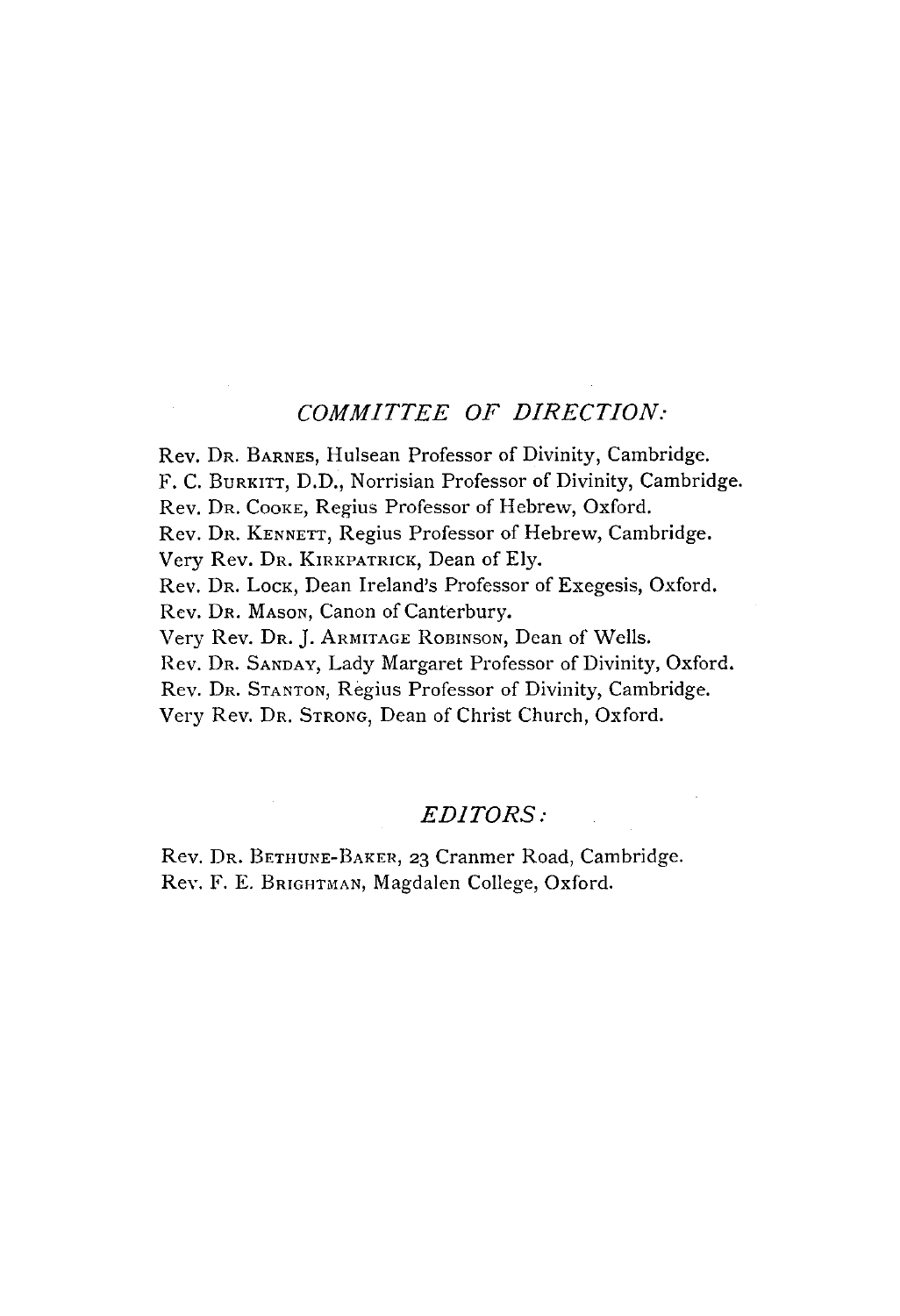## *COMMITTEE OF DIRECTION:*

Rev. Dr. Barnes, Hulsean Professor of Divinity, Cambridge.
F. C. Burkitt, D.D., Norrisian Professor of Divinity, Cambridge.
Rev. Dr. Cooke, Regius Professor of Hebrew, Oxford.
Rev. Dr. Kennett, Regius Professor of Hebrew, Cambridge.
Very Rev. Dr. Kirkpatrick, Dean of Ely.
Rev. Dr. Lock, Dean Ireland's Professor of Exegesis, Oxford.
Rev. Dr. Mason, Canon of Canterbury.
Very Rev. Dr. J. Armitage Robinson, Dean of Wells.
Rev. Dr. Sanday, Lady Margaret Professor of Divinity, Oxford.
Rev. Dr. Stanton, Regius Professor of Divinity, Cambridge.
Very Rev. Dr. Strong, Dean of Christ Church, Oxford.

## *EDITORS:*

Rev. Dr. Bethune-Baker, 23 Cranmer Road, Cambridge.
Rev. F. E. Brightman, Magdalen College, Oxford.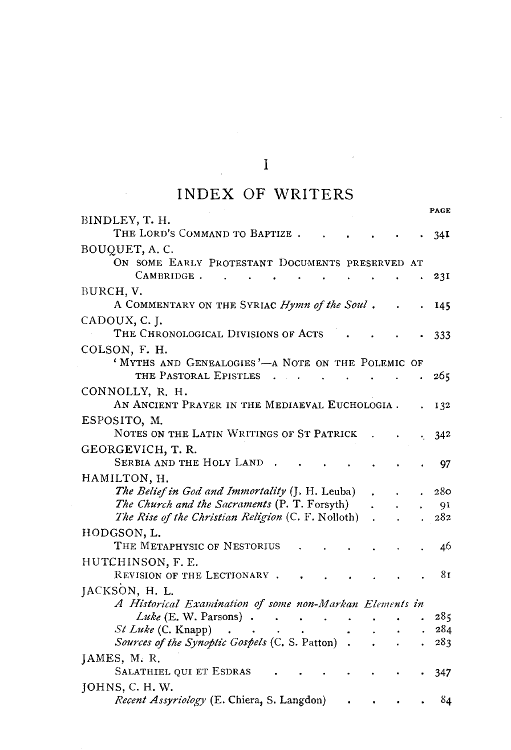# I

## INDEX OF WRITERS

PAGE

BINDLEY, T. H.
THE LORD'S COMMAND TO BAPTIZE . . . . . . . . 341

BOUQUET, A. C.
ON SOME EARLY PROTESTANT DOCUMENTS PRESERVED AT CAMBRIDGE . . . . . . . . . . . . 231

BURCH, V.
A COMMENTARY ON THE SYRIAC *Hymn of the Soul* . . . . 145

CADOUX, C. J.
THE CHRONOLOGICAL DIVISIONS OF ACTS . . . . . 333

COLSON, F. H.
'MYTHS AND GENEALOGIES'—A NOTE ON THE POLEMIC OF THE PASTORAL EPISTLES . . . . . . . . . 265

CONNOLLY, R. H.
AN ANCIENT PRAYER IN THE MEDIAEVAL EUCHOLOGIA . . 132

ESPOSITO, M.
NOTES ON THE LATIN WRITINGS OF ST PATRICK . . . . 342

GEORGEVICH, T. R.
SERBIA AND THE HOLY LAND . . . . . . . . . . 97

HAMILTON, H.
*The Belief in God and Immortality* (J. H. Leuba) . . . . 280
*The Church and the Sacraments* (P. T. Forsyth) . . . . 91
*The Rise of the Christian Religion* (C. F. Nolloth) . . . . 282

HODGSON, L.
THE METAPHYSIC OF NESTORIUS . . . . . . . . . 46

HUTCHINSON, F. E.
REVISION OF THE LECTIONARY . . . . . . . . . . 81

JACKSON, H. L.
*A Historical Examination of some non-Markan Elements in Luke* (E. W. Parsons) . . . . . . . . . . . 285
*St Luke* (C. Knapp) . . . . . . . . . . . . 284
*Sources of the Synoptic Gospels* (C. S. Patton) . . . . . 283

JAMES, M. R.
SALATHIEL QUI ET ESDRAS . . . . . . . . . . . 347

JOHNS, C. H. W.
*Recent Assyriology* (E. Chiera, S. Langdon) . . . . . 84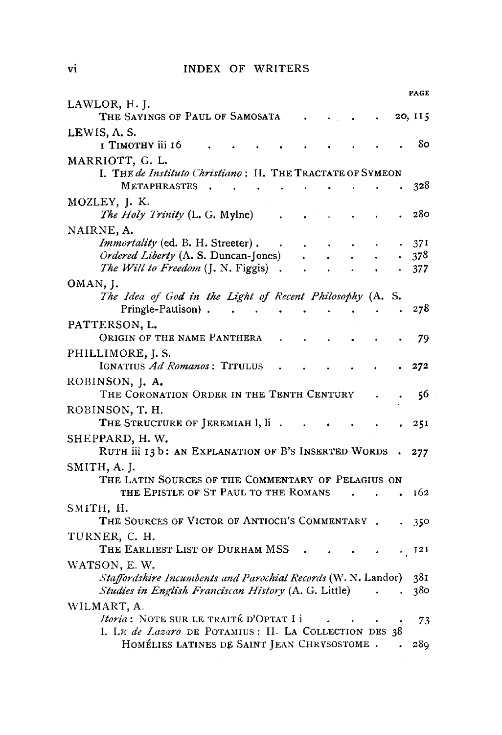# INDEX OF WRITERS

PAGE

LAWLOR, H. J.
- THE SAYINGS OF PAUL OF SAMOSATA . . . . . 20, 115

LEWIS, A. S.
- I TIMOTHY iii 16 . . . . . . . . . . . 80

MARRIOTT, G. L.
- I. THE *de Instituto Christiano*: II. THE TRACTATE OF SYMEON METAPHRASTES . . . . . . . . . . 328

MOZLEY, J. K.
- *The Holy Trinity* (L. G. Mylne) . . . . . . . . 280

NAIRNE, A.
- *Immortality* (ed. B. H. Streeter) . . . . . . . . 371
- *Ordered Liberty* (A. S. Duncan-Jones) . . . . . . 378
- *The Will to Freedom* (J. N. Figgis) . . . . . . . 377

OMAN, J.
- *The Idea of God in the Light of Recent Philosophy* (A. S. Pringle-Pattison) . . . . . . . . . . 278

PATTERSON, L.
- ORIGIN OF THE NAME PANTHERA . . . . . . . 79

PHILLIMORE, J. S.
- IGNATIUS *Ad Romanos*: TITULUS . . . . . . . 272

ROBINSON, J. A.
- THE CORONATION ORDER IN THE TENTH CENTURY . . 56

ROBINSON, T. H.
- THE STRUCTURE OF JEREMIAH l, li . . . . . . . 251

SHEPPARD, H. W.
- RUTH iii 13 b: AN EXPLANATION OF B'S INSERTED WORDS . 277

SMITH, A. J.
- THE LATIN SOURCES OF THE COMMENTARY OF PELAGIUS ON THE EPISTLE OF ST PAUL TO THE ROMANS . . . . 162

SMITH, H.
- THE SOURCES OF VICTOR OF ANTIOCH'S COMMENTARY . . 350

TURNER, C. H.
- THE EARLIEST LIST OF DURHAM MSS . . . . . . . 121

WATSON, E. W.
- *Staffordshire Incumbents and Parochial Records* (W. N. Landor) 381
- *Studies in English Franciscan History* (A. G. Little) . . 380

WILMART, A.
- *Itoria*: NOTE SUR LE TRAITÉ D'OPTAT I i . . . . . 73
- I. LE *de Lazaro* DE POTAMIUS: II. LA COLLECTION DES 38 HOMÉLIES LATINES DE SAINT JEAN CHRYSOSTOME . . 289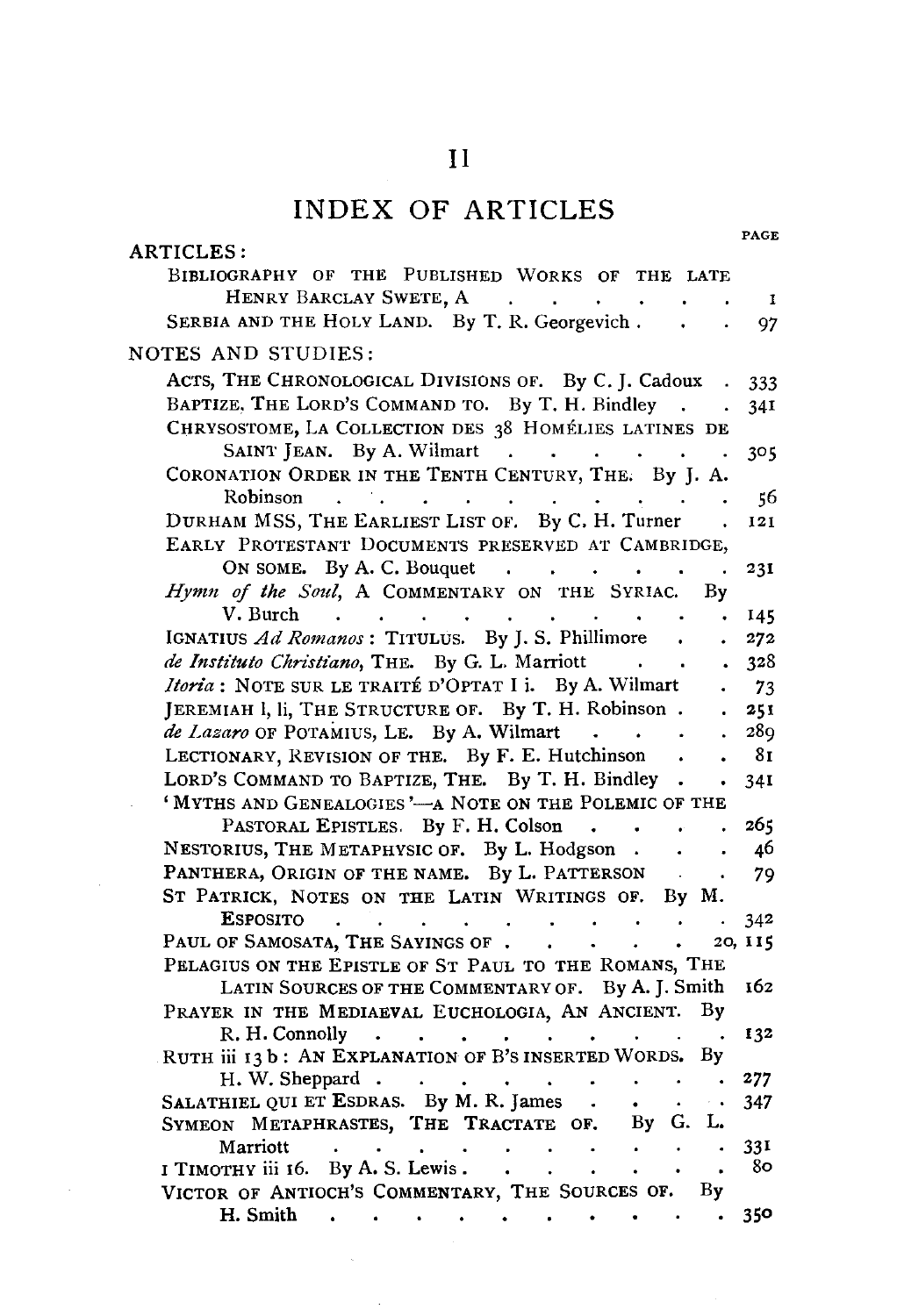# II

## INDEX OF ARTICLES

PAGE

ARTICLES:

- BIBLIOGRAPHY OF THE PUBLISHED WORKS OF THE LATE HENRY BARCLAY SWETE, A . . . . . . . 1
- SERBIA AND THE HOLY LAND. By T. R. Georgevich . . . 97

NOTES AND STUDIES:

- ACTS, THE CHRONOLOGICAL DIVISIONS OF. By C. J. Cadoux . 333
- BAPTIZE, THE LORD'S COMMAND TO. By T. H. Bindley . . 341
- CHRYSOSTOME, LA COLLECTION DES 38 HOMÉLIES LATINES DE SAINT JEAN. By A. Wilmart . . . . . . . 305
- CORONATION ORDER IN THE TENTH CENTURY, THE. By J. A. Robinson . . . . . . . . . . . 56
- DURHAM MSS, THE EARLIEST LIST OF. By C. H. Turner . 121
- EARLY PROTESTANT DOCUMENTS PRESERVED AT CAMBRIDGE, ON SOME. By A. C. Bouquet . . . . . . . 231
- *Hymn of the Soul*, A COMMENTARY ON THE SYRIAC. By V. Burch . . . . . . . . . . . . 145
- IGNATIUS *Ad Romanos*: TITULUS. By J. S. Phillimore . . 272
- *de Instituto Christiano*, THE. By G. L. Marriott . . . 328
- *Itoria*: NOTE SUR LE TRAITÉ D'OPTAT I i. By A. Wilmart . 73
- JEREMIAH l, li, THE STRUCTURE OF. By T. H. Robinson . . 251
- *de Lazaro* OF POTAMIUS, LE. By A. Wilmart . . . . 289
- LECTIONARY, REVISION OF THE. By F. E. Hutchinson . . 81
- LORD'S COMMAND TO BAPTIZE, THE. By T. H. Bindley . . 341
- 'MYTHS AND GENEALOGIES'—A NOTE ON THE POLEMIC OF THE PASTORAL EPISTLES. By F. H. Colson . . . . . 265
- NESTORIUS, THE METAPHYSIC OF. By L. Hodgson . . . 46
- PANTHERA, ORIGIN OF THE NAME. By L. PATTERSON . . 79
- ST PATRICK, NOTES ON THE LATIN WRITINGS OF. By M. ESPOSITO . . . . . . . . . . . . 342
- PAUL OF SAMOSATA, THE SAYINGS OF . . . . . . 20, 115
- PELAGIUS ON THE EPISTLE OF ST PAUL TO THE ROMANS, THE LATIN SOURCES OF THE COMMENTARY OF. By A. J. Smith 162
- PRAYER IN THE MEDIAEVAL EUCHOLOGIA, AN ANCIENT. By R. H. Connolly . . . . . . . . . . . 132
- RUTH iii 13 b: AN EXPLANATION OF B'S INSERTED WORDS. By H. W. Sheppard . . . . . . . . . . . 277
- SALATHIEL QUI ET ESDRAS. By M. R. James . . . . 347
- SYMEON METAPHRASTES, THE TRACTATE OF. By G. L. Marriott . . . . . . . . . . . . 331
- 1 TIMOTHY iii 16. By A. S. Lewis . . . . . . . . 80
- VICTOR OF ANTIOCH'S COMMENTARY, THE SOURCES OF. By H. Smith . . . . . . . . . . . . 350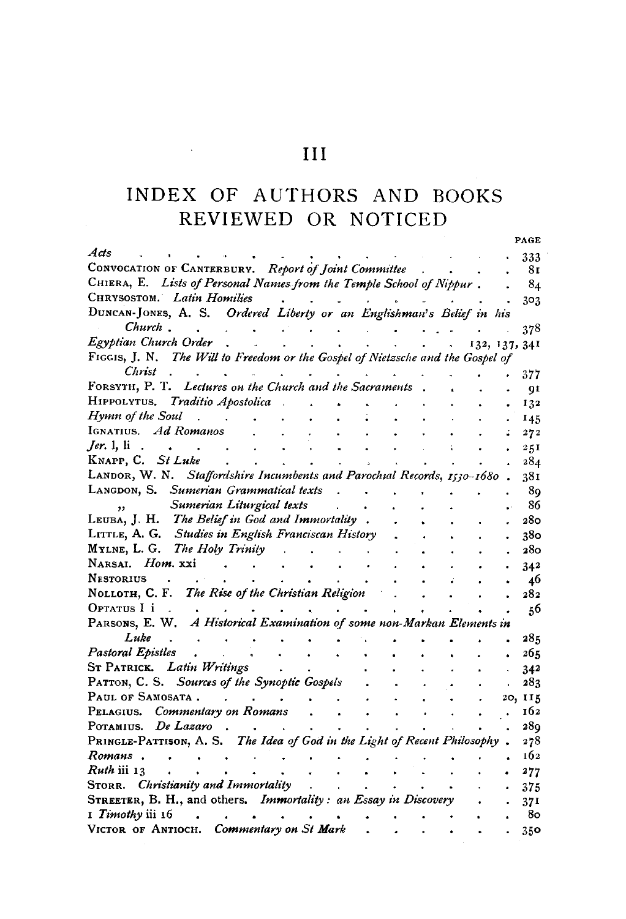# III

# INDEX OF AUTHORS AND BOOKS REVIEWED OR NOTICED

| | PAGE |
|---|---|
| *Acts* | 333 |
| CONVOCATION OF CANTERBURY. *Report of Joint Committee* | 81 |
| CHIERA, E. *Lists of Personal Names from the Temple School of Nippur* | 84 |
| CHRYSOSTOM. *Latin Homilies* | 303 |
| DUNCAN-JONES, A. S. *Ordered Liberty or an Englishman's Belief in his Church* | 378 |
| *Egyptian Church Order* | 132, 137, 341 |
| FIGGIS, J. N. *The Will to Freedom or the Gospel of Nietzsche and the Gospel of Christ* | 377 |
| FORSYTH, P. T. *Lectures on the Church and the Sacraments* | 91 |
| HIPPOLYTUS. *Traditio Apostolica* | 132 |
| *Hymn of the Soul* | 145 |
| IGNATIUS. *Ad Romanos* | 272 |
| *Jer.* l, li | 251 |
| KNAPP, C. *St Luke* | 284 |
| LANDOR, W. N. *Staffordshire Incumbents and Parochial Records, 1530–1680* | 381 |
| LANGDON, S. *Sumerian Grammatical texts* | 89 |
| „ *Sumerian Liturgical texts* | 86 |
| LEUBA, J. H. *The Belief in God and Immortality* | 280 |
| LITTLE, A. G. *Studies in English Franciscan History* | 380 |
| MYLNE, L. G. *The Holy Trinity* | 280 |
| NARSAI. *Hom.* xxi | 342 |
| NESTORIUS | 46 |
| NOLLOTH, C. F. *The Rise of the Christian Religion* | 282 |
| OPTATUS I i | 56 |
| PARSONS, E. W. *A Historical Examination of some non-Markan Elements in Luke* | 285 |
| *Pastoral Epistles* | 265 |
| ST PATRICK. *Latin Writings* | 342 |
| PATTON, C. S. *Sources of the Synoptic Gospels* | 283 |
| PAUL OF SAMOSATA | 20, 115 |
| PELAGIUS. *Commentary on Romans* | 162 |
| POTAMIUS. *De Lazaro* | 289 |
| PRINGLE-PATTISON, A. S. *The Idea of God in the Light of Recent Philosophy* | 278 |
| *Romans* | 162 |
| *Ruth* iii 13 | 277 |
| STORR. *Christianity and Immortality* | 375 |
| STREETER, B. H., and others. *Immortality: an Essay in Discovery* | 371 |
| 1 *Timothy* iii 16 | 80 |
| VICTOR OF ANTIOCH. *Commentary on St Mark* | 350 |